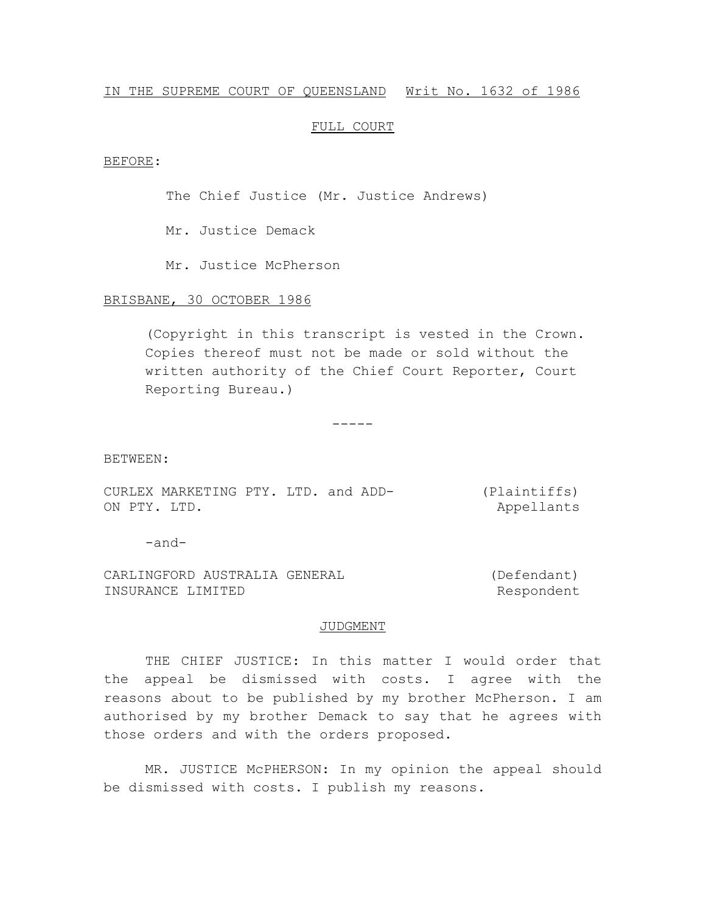IN THE SUPREME COURT OF QUEENSLAND Writ No. 1632 of 1986

FULL COURT

BEFORE:

The Chief Justice (Mr. Justice Andrews)

Mr. Justice Demack

Mr. Justice McPherson

BRISBANE, 30 OCTOBER 1986

(Copyright in this transcript is vested in the Crown. Copies thereof must not be made or sold without the written authority of the Chief Court Reporter, Court Reporting Bureau.)

-----

BETWEEN:

| | |
|---|---|
| CURLEX MARKETING PTY. LTD. and ADD-ON PTY. LTD. | (Plaintiffs) Appellants |
| -and- | |
| CARLINGFORD AUSTRALIA GENERAL INSURANCE LIMITED | (Defendant) Respondent |

JUDGMENT

THE CHIEF JUSTICE: In this matter I would order that the appeal be dismissed with costs. I agree with the reasons about to be published by my brother McPherson. I am authorised by my brother Demack to say that he agrees with those orders and with the orders proposed.

MR. JUSTICE McPHERSON: In my opinion the appeal should be dismissed with costs. I publish my reasons.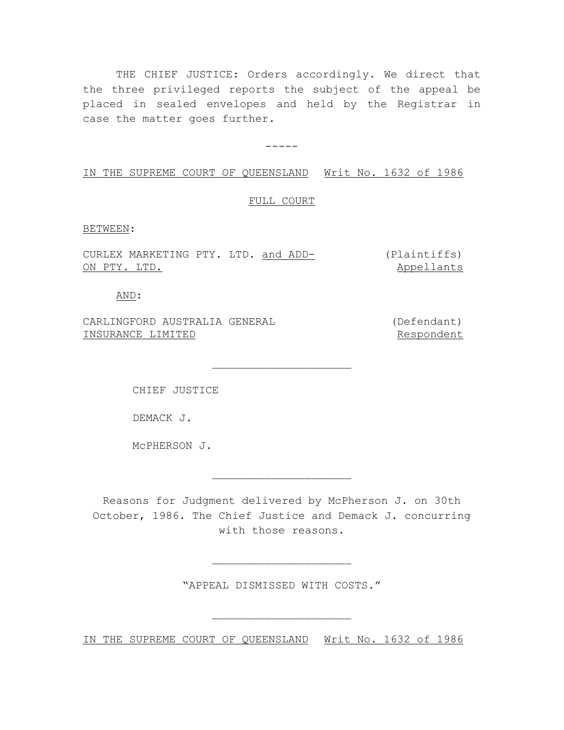THE CHIEF JUSTICE: Orders accordingly. We direct that the three privileged reports the subject of the appeal be placed in sealed envelopes and held by the Registrar in case the matter goes further.

-----

IN THE SUPREME COURT OF QUEENSLAND Writ No. 1632 of 1986

FULL COURT

BETWEEN:

| | |
|---|---|
| CURLEX MARKETING PTY. LTD. and ADD-ON PTY. LTD. | (Plaintiffs) Appellants |

AND:

| | |
|---|---|
| CARLINGFORD AUSTRALIA GENERAL INSURANCE LIMITED | (Defendant) Respondent |

---

CHIEF JUSTICE

DEMACK J.

McPHERSON J.

---

Reasons for Judgment delivered by McPherson J. on 30th October, 1986. The Chief Justice and Demack J. concurring with those reasons.

---

"APPEAL DISMISSED WITH COSTS."

---

IN THE SUPREME COURT OF QUEENSLAND Writ No. 1632 of 1986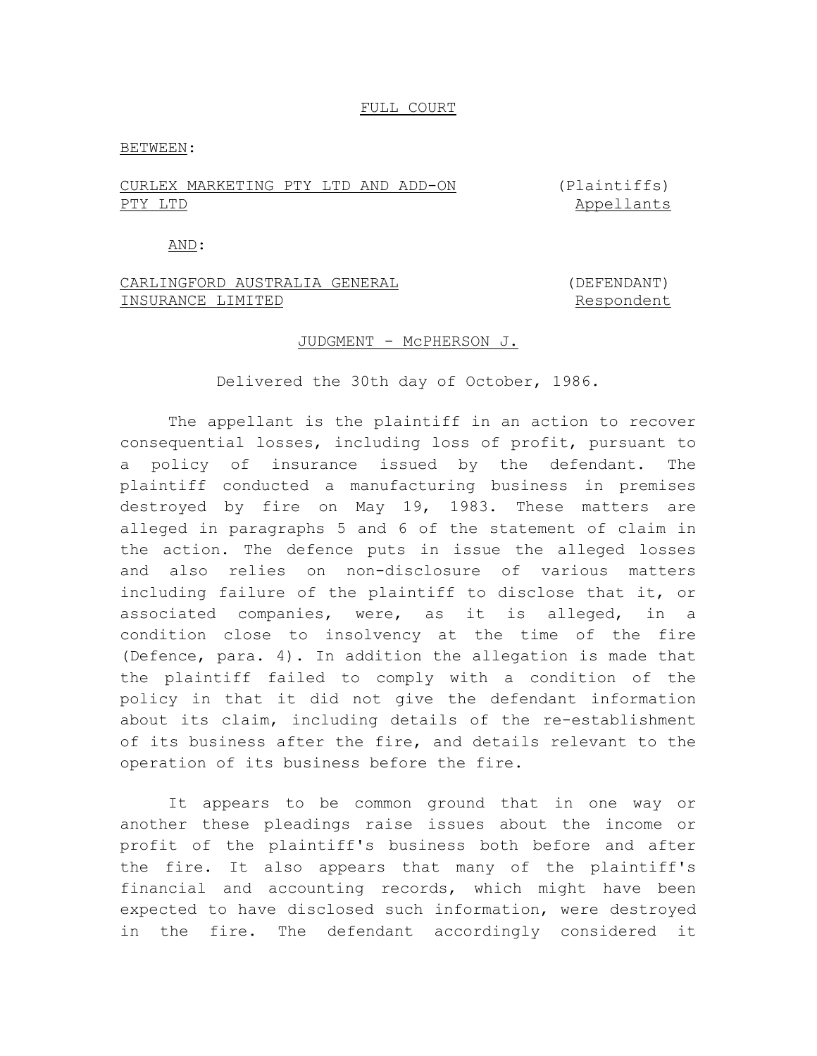FULL COURT

BETWEEN:

CURLEX MARKETING PTY LTD AND ADD-ON PTY LTD — (Plaintiffs) Appellants

AND:

CARLINGFORD AUSTRALIA GENERAL INSURANCE LIMITED — (DEFENDANT) Respondent

JUDGMENT - McPHERSON J.

Delivered the 30th day of October, 1986.

The appellant is the plaintiff in an action to recover consequential losses, including loss of profit, pursuant to a policy of insurance issued by the defendant. The plaintiff conducted a manufacturing business in premises destroyed by fire on May 19, 1983. These matters are alleged in paragraphs 5 and 6 of the statement of claim in the action. The defence puts in issue the alleged losses and also relies on non-disclosure of various matters including failure of the plaintiff to disclose that it, or associated companies, were, as it is alleged, in a condition close to insolvency at the time of the fire (Defence, para. 4). In addition the allegation is made that the plaintiff failed to comply with a condition of the policy in that it did not give the defendant information about its claim, including details of the re-establishment of its business after the fire, and details relevant to the operation of its business before the fire.

It appears to be common ground that in one way or another these pleadings raise issues about the income or profit of the plaintiff's business both before and after the fire. It also appears that many of the plaintiff's financial and accounting records, which might have been expected to have disclosed such information, were destroyed in the fire. The defendant accordingly considered it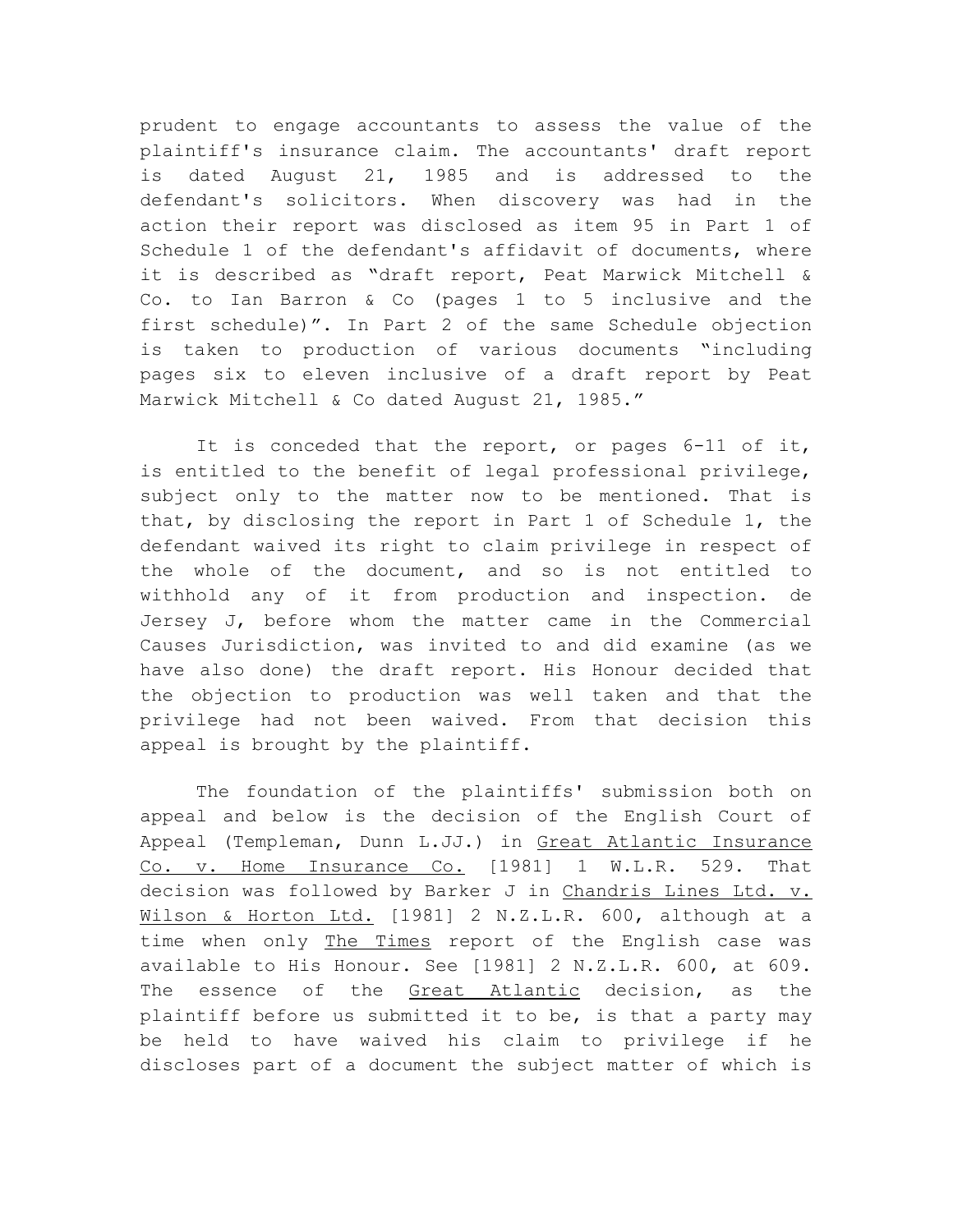prudent to engage accountants to assess the value of the plaintiff's insurance claim. The accountants' draft report is dated August 21, 1985 and is addressed to the defendant's solicitors. When discovery was had in the action their report was disclosed as item 95 in Part 1 of Schedule 1 of the defendant's affidavit of documents, where it is described as "draft report, Peat Marwick Mitchell & Co. to Ian Barron & Co (pages 1 to 5 inclusive and the first schedule)". In Part 2 of the same Schedule objection is taken to production of various documents "including pages six to eleven inclusive of a draft report by Peat Marwick Mitchell & Co dated August 21, 1985."

It is conceded that the report, or pages 6-11 of it, is entitled to the benefit of legal professional privilege, subject only to the matter now to be mentioned. That is that, by disclosing the report in Part 1 of Schedule 1, the defendant waived its right to claim privilege in respect of the whole of the document, and so is not entitled to withhold any of it from production and inspection. de Jersey J, before whom the matter came in the Commercial Causes Jurisdiction, was invited to and did examine (as we have also done) the draft report. His Honour decided that the objection to production was well taken and that the privilege had not been waived. From that decision this appeal is brought by the plaintiff.

The foundation of the plaintiffs' submission both on appeal and below is the decision of the English Court of Appeal (Templeman, Dunn L.JJ.) in <u>Great Atlantic Insurance Co. v. Home Insurance Co.</u> [1981] 1 W.L.R. 529. That decision was followed by Barker J in <u>Chandris Lines Ltd. v. Wilson & Horton Ltd.</u> [1981] 2 N.Z.L.R. 600, although at a time when only <u>The Times</u> report of the English case was available to His Honour. See [1981] 2 N.Z.L.R. 600, at 609. The essence of the <u>Great Atlantic</u> decision, as the plaintiff before us submitted it to be, is that a party may be held to have waived his claim to privilege if he discloses part of a document the subject matter of which is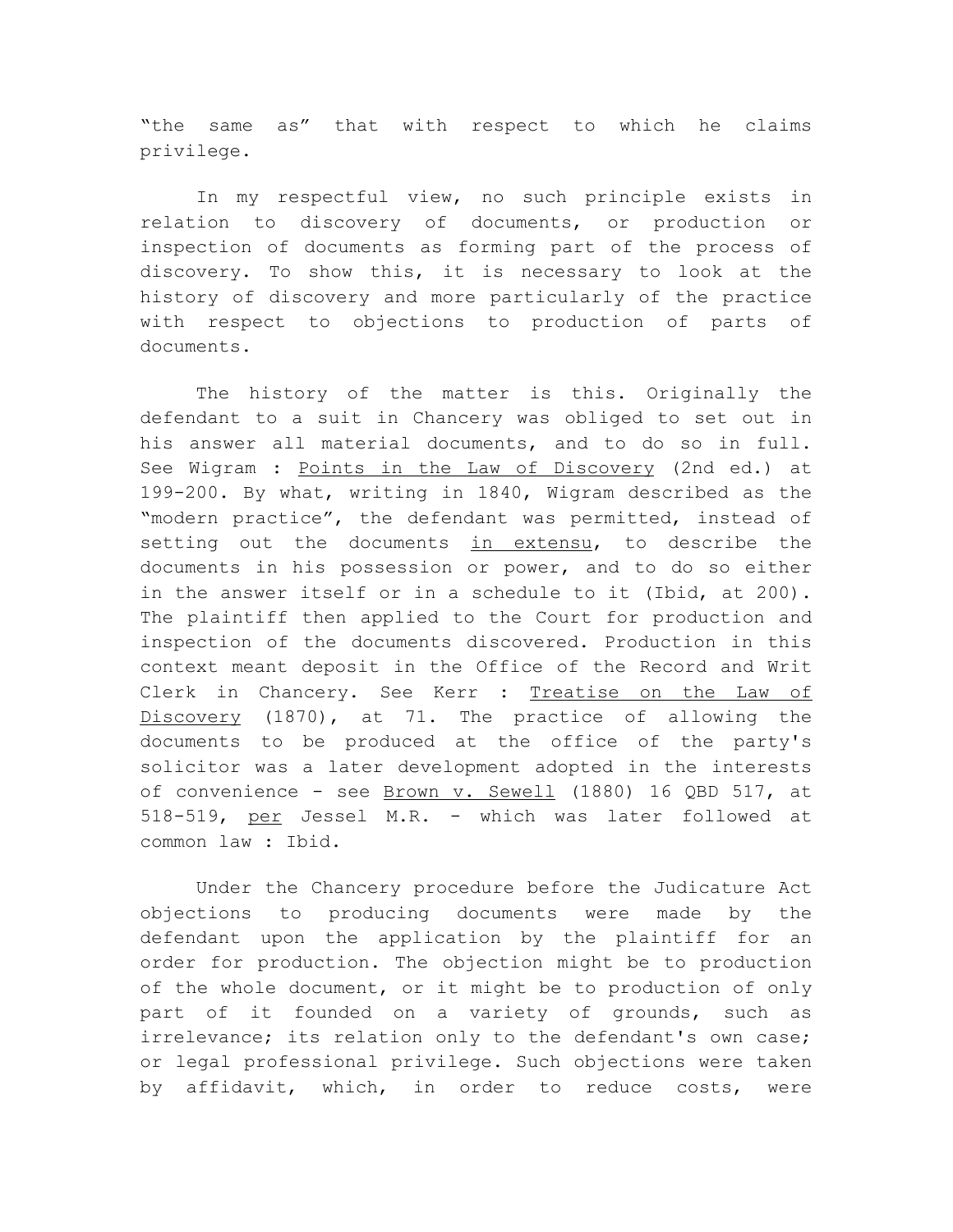"the same as" that with respect to which he claims privilege.

In my respectful view, no such principle exists in relation to discovery of documents, or production or inspection of documents as forming part of the process of discovery. To show this, it is necessary to look at the history of discovery and more particularly of the practice with respect to objections to production of parts of documents.

The history of the matter is this. Originally the defendant to a suit in Chancery was obliged to set out in his answer all material documents, and to do so in full. See Wigram : Points in the Law of Discovery (2nd ed.) at 199-200. By what, writing in 1840, Wigram described as the "modern practice", the defendant was permitted, instead of setting out the documents in extensu, to describe the documents in his possession or power, and to do so either in the answer itself or in a schedule to it (Ibid, at 200). The plaintiff then applied to the Court for production and inspection of the documents discovered. Production in this context meant deposit in the Office of the Record and Writ Clerk in Chancery. See Kerr : Treatise on the Law of Discovery (1870), at 71. The practice of allowing the documents to be produced at the office of the party's solicitor was a later development adopted in the interests of convenience - see Brown v. Sewell (1880) 16 QBD 517, at 518-519, per Jessel M.R. - which was later followed at common law : Ibid.

Under the Chancery procedure before the Judicature Act objections to producing documents were made by the defendant upon the application by the plaintiff for an order for production. The objection might be to production of the whole document, or it might be to production of only part of it founded on a variety of grounds, such as irrelevance; its relation only to the defendant's own case; or legal professional privilege. Such objections were taken by affidavit, which, in order to reduce costs, were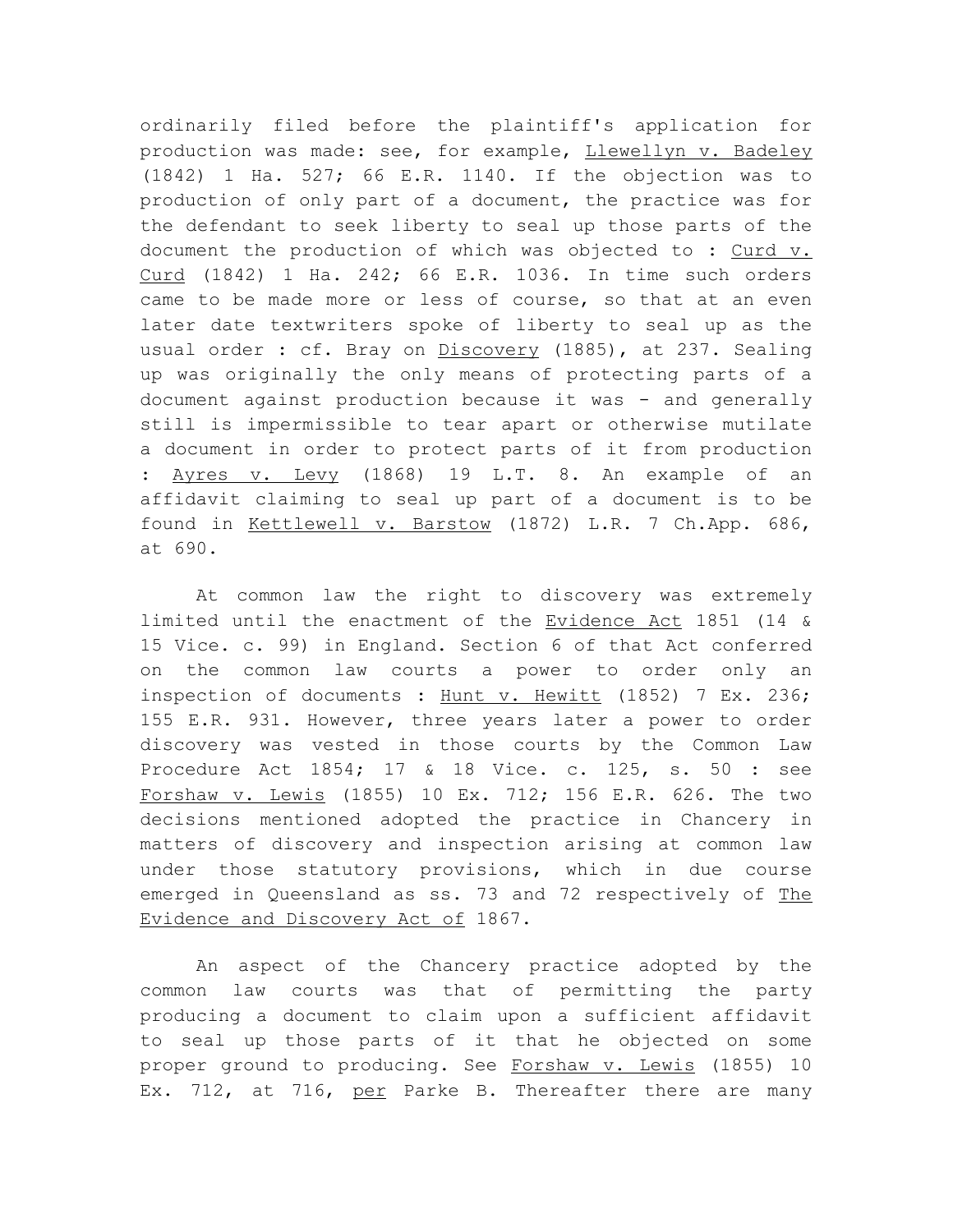ordinarily filed before the plaintiff's application for production was made: see, for example, Llewellyn v. Badeley (1842) 1 Ha. 527; 66 E.R. 1140. If the objection was to production of only part of a document, the practice was for the defendant to seek liberty to seal up those parts of the document the production of which was objected to : Curd v. Curd (1842) 1 Ha. 242; 66 E.R. 1036. In time such orders came to be made more or less of course, so that at an even later date textwriters spoke of liberty to seal up as the usual order : cf. Bray on Discovery (1885), at 237. Sealing up was originally the only means of protecting parts of a document against production because it was - and generally still is impermissible to tear apart or otherwise mutilate a document in order to protect parts of it from production : Ayres v. Levy (1868) 19 L.T. 8. An example of an affidavit claiming to seal up part of a document is to be found in Kettlewell v. Barstow (1872) L.R. 7 Ch.App. 686, at 690.

At common law the right to discovery was extremely limited until the enactment of the Evidence Act 1851 (14 & 15 Vict. c. 99) in England. Section 6 of that Act conferred on the common law courts a power to order only an inspection of documents : Hunt v. Hewitt (1852) 7 Ex. 236; 155 E.R. 931. However, three years later a power to order discovery was vested in those courts by the Common Law Procedure Act 1854; 17 & 18 Vict. c. 125, s. 50 : see Forshaw v. Lewis (1855) 10 Ex. 712; 156 E.R. 626. The two decisions mentioned adopted the practice in Chancery in matters of discovery and inspection arising at common law under those statutory provisions, which in due course emerged in Queensland as ss. 73 and 72 respectively of The Evidence and Discovery Act of 1867.

An aspect of the Chancery practice adopted by the common law courts was that of permitting the party producing a document to claim upon a sufficient affidavit to seal up those parts of it that he objected on some proper ground to producing. See Forshaw v. Lewis (1855) 10 Ex. 712, at 716, per Parke B. Thereafter there are many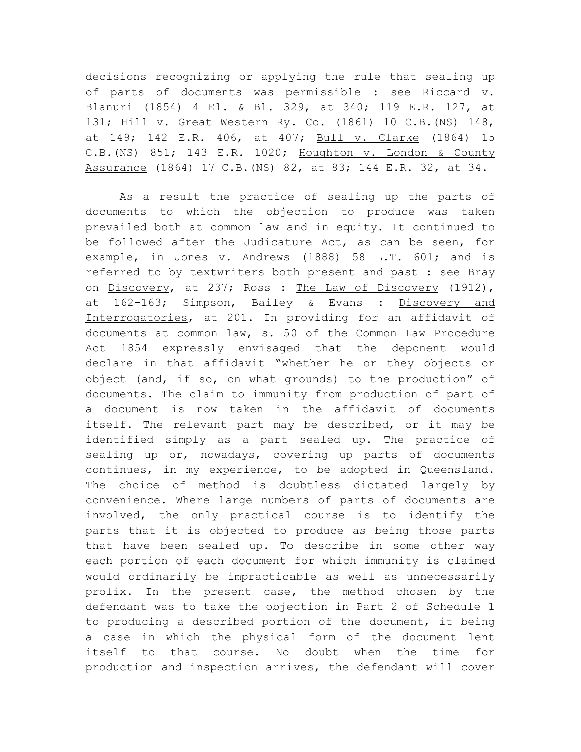decisions recognizing or applying the rule that sealing up of parts of documents was permissible : see Riccard v. Blanuri (1854) 4 El. & Bl. 329, at 340; 119 E.R. 127, at 131; Hill v. Great Western Ry. Co. (1861) 10 C.B.(NS) 148, at 149; 142 E.R. 406, at 407; Bull v. Clarke (1864) 15 C.B.(NS) 851; 143 E.R. 1020; Houghton v. London & County Assurance (1864) 17 C.B.(NS) 82, at 83; 144 E.R. 32, at 34.

As a result the practice of sealing up the parts of documents to which the objection to produce was taken prevailed both at common law and in equity. It continued to be followed after the Judicature Act, as can be seen, for example, in Jones v. Andrews (1888) 58 L.T. 601; and is referred to by textwriters both present and past : see Bray on Discovery, at 237; Ross : The Law of Discovery (1912), at 162-163; Simpson, Bailey & Evans : Discovery and Interrogatories, at 201. In providing for an affidavit of documents at common law, s. 50 of the Common Law Procedure Act 1854 expressly envisaged that the deponent would declare in that affidavit "whether he or they objects or object (and, if so, on what grounds) to the production" of documents. The claim to immunity from production of part of a document is now taken in the affidavit of documents itself. The relevant part may be described, or it may be identified simply as a part sealed up. The practice of sealing up or, nowadays, covering up parts of documents continues, in my experience, to be adopted in Queensland. The choice of method is doubtless dictated largely by convenience. Where large numbers of parts of documents are involved, the only practical course is to identify the parts that it is objected to produce as being those parts that have been sealed up. To describe in some other way each portion of each document for which immunity is claimed would ordinarily be impracticable as well as unnecessarily prolix. In the present case, the method chosen by the defendant was to take the objection in Part 2 of Schedule 1 to producing a described portion of the document, it being a case in which the physical form of the document lent itself to that course. No doubt when the time for production and inspection arrives, the defendant will cover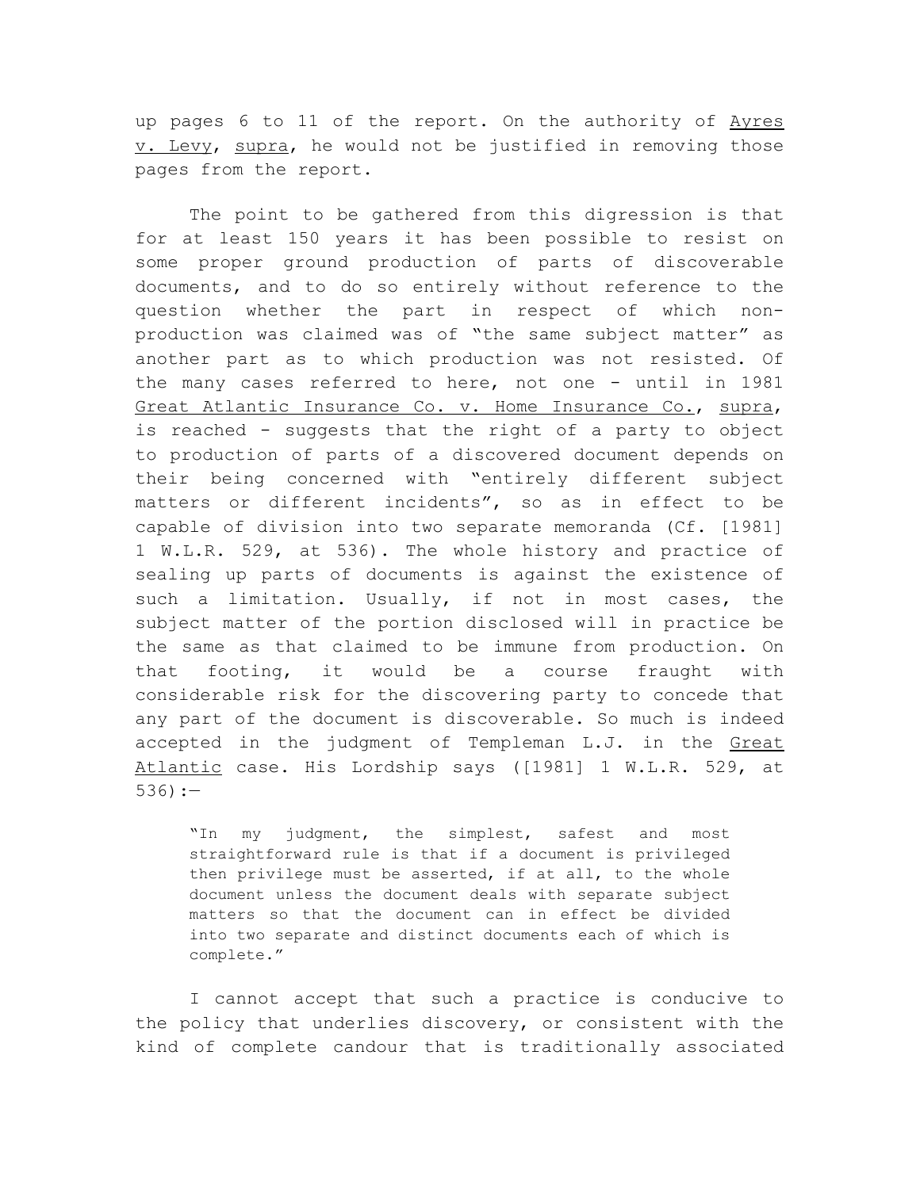up pages 6 to 11 of the report. On the authority of Ayres v. Levy, supra, he would not be justified in removing those pages from the report.

The point to be gathered from this digression is that for at least 150 years it has been possible to resist on some proper ground production of parts of discoverable documents, and to do so entirely without reference to the question whether the part in respect of which non-production was claimed was of "the same subject matter" as another part as to which production was not resisted. Of the many cases referred to here, not one - until in 1981 Great Atlantic Insurance Co. v. Home Insurance Co., supra, is reached - suggests that the right of a party to object to production of parts of a discovered document depends on their being concerned with "entirely different subject matters or different incidents", so as in effect to be capable of division into two separate memoranda (Cf. [1981] 1 W.L.R. 529, at 536). The whole history and practice of sealing up parts of documents is against the existence of such a limitation. Usually, if not in most cases, the subject matter of the portion disclosed will in practice be the same as that claimed to be immune from production. On that footing, it would be a course fraught with considerable risk for the discovering party to concede that any part of the document is discoverable. So much is indeed accepted in the judgment of Templeman L.J. in the Great Atlantic case. His Lordship says ([1981] 1 W.L.R. 529, at 536):—

> "In my judgment, the simplest, safest and most straightforward rule is that if a document is privileged then privilege must be asserted, if at all, to the whole document unless the document deals with separate subject matters so that the document can in effect be divided into two separate and distinct documents each of which is complete."

I cannot accept that such a practice is conducive to the policy that underlies discovery, or consistent with the kind of complete candour that is traditionally associated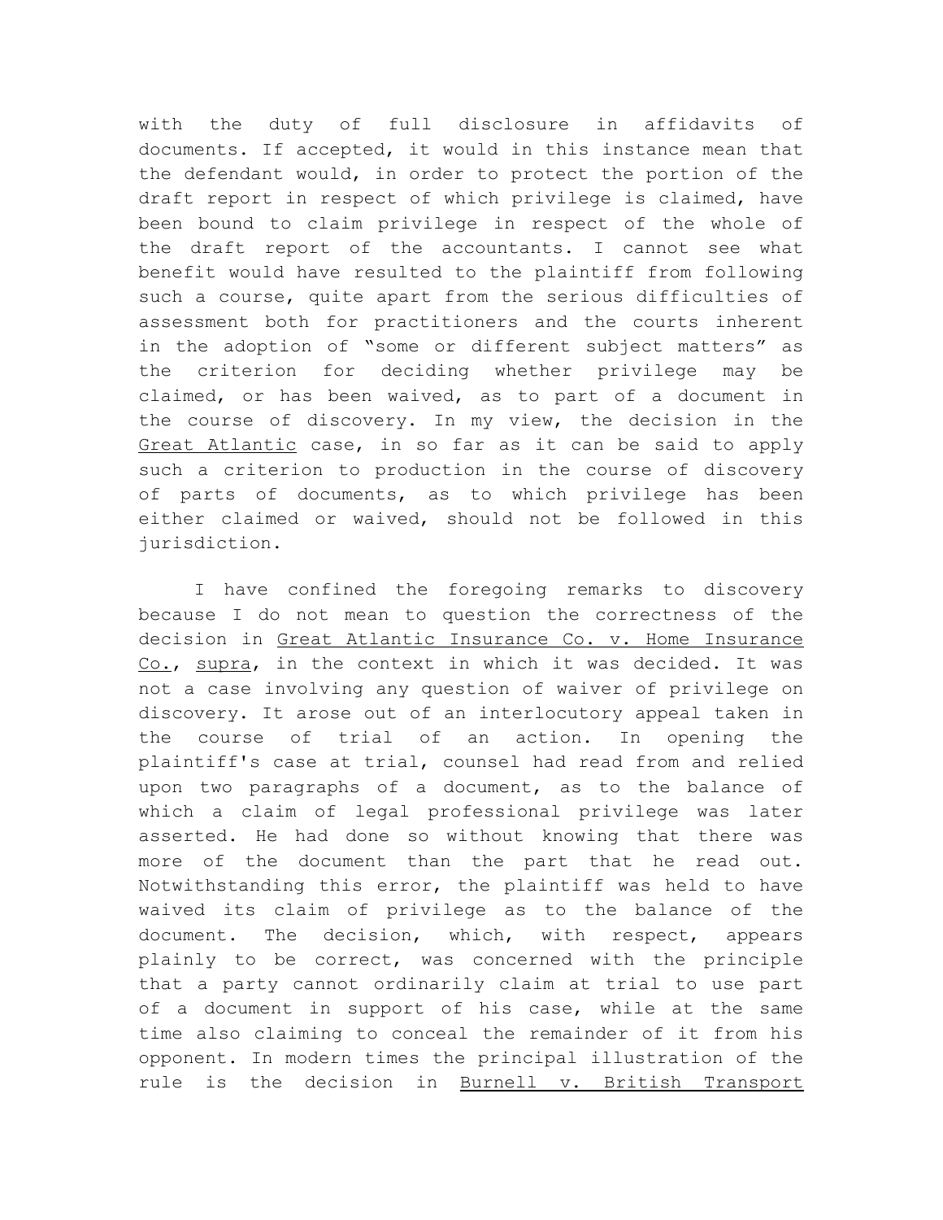with the duty of full disclosure in affidavits of documents. If accepted, it would in this instance mean that the defendant would, in order to protect the portion of the draft report in respect of which privilege is claimed, have been bound to claim privilege in respect of the whole of the draft report of the accountants. I cannot see what benefit would have resulted to the plaintiff from following such a course, quite apart from the serious difficulties of assessment both for practitioners and the courts inherent in the adoption of "some or different subject matters" as the criterion for deciding whether privilege may be claimed, or has been waived, as to part of a document in the course of discovery. In my view, the decision in the Great Atlantic case, in so far as it can be said to apply such a criterion to production in the course of discovery of parts of documents, as to which privilege has been either claimed or waived, should not be followed in this jurisdiction.

I have confined the foregoing remarks to discovery because I do not mean to question the correctness of the decision in Great Atlantic Insurance Co. v. Home Insurance Co., supra, in the context in which it was decided. It was not a case involving any question of waiver of privilege on discovery. It arose out of an interlocutory appeal taken in the course of trial of an action. In opening the plaintiff's case at trial, counsel had read from and relied upon two paragraphs of a document, as to the balance of which a claim of legal professional privilege was later asserted. He had done so without knowing that there was more of the document than the part that he read out. Notwithstanding this error, the plaintiff was held to have waived its claim of privilege as to the balance of the document. The decision, which, with respect, appears plainly to be correct, was concerned with the principle that a party cannot ordinarily claim at trial to use part of a document in support of his case, while at the same time also claiming to conceal the remainder of it from his opponent. In modern times the principal illustration of the rule is the decision in Burnell v. British Transport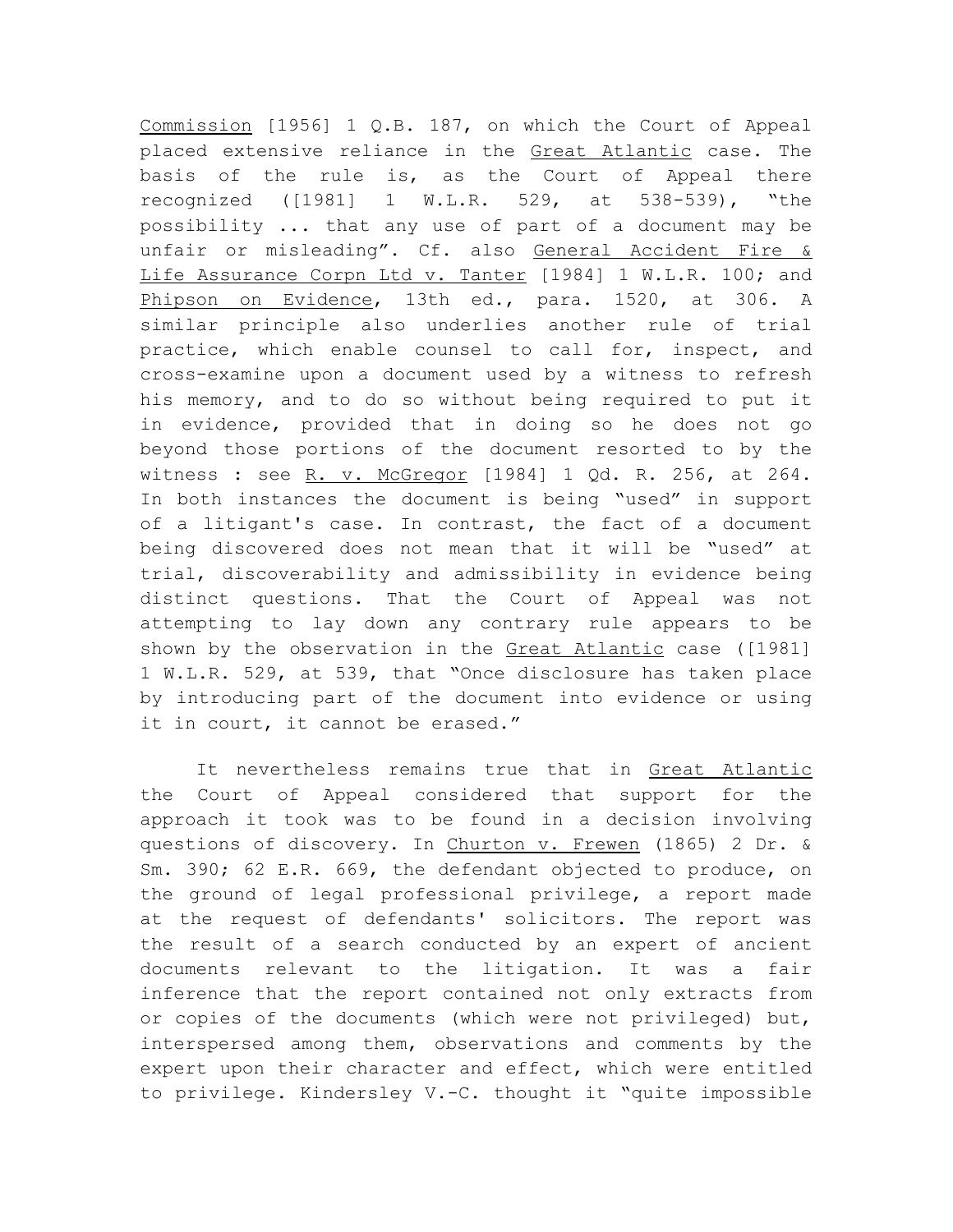Commission [1956] 1 Q.B. 187, on which the Court of Appeal placed extensive reliance in the Great Atlantic case. The basis of the rule is, as the Court of Appeal there recognized ([1981] 1 W.L.R. 529, at 538-539), "the possibility ... that any use of part of a document may be unfair or misleading". Cf. also General Accident Fire & Life Assurance Corpn Ltd v. Tanter [1984] 1 W.L.R. 100; and Phipson on Evidence, 13th ed., para. 1520, at 306. A similar principle also underlies another rule of trial practice, which enable counsel to call for, inspect, and cross-examine upon a document used by a witness to refresh his memory, and to do so without being required to put it in evidence, provided that in doing so he does not go beyond those portions of the document resorted to by the witness : see R. v. McGregor [1984] 1 Qd. R. 256, at 264. In both instances the document is being "used" in support of a litigant's case. In contrast, the fact of a document being discovered does not mean that it will be "used" at trial, discoverability and admissibility in evidence being distinct questions. That the Court of Appeal was not attempting to lay down any contrary rule appears to be shown by the observation in the Great Atlantic case ([1981] 1 W.L.R. 529, at 539, that "Once disclosure has taken place by introducing part of the document into evidence or using it in court, it cannot be erased."

It nevertheless remains true that in Great Atlantic the Court of Appeal considered that support for the approach it took was to be found in a decision involving questions of discovery. In Churton v. Frewen (1865) 2 Dr. & Sm. 390; 62 E.R. 669, the defendant objected to produce, on the ground of legal professional privilege, a report made at the request of defendants' solicitors. The report was the result of a search conducted by an expert of ancient documents relevant to the litigation. It was a fair inference that the report contained not only extracts from or copies of the documents (which were not privileged) but, interspersed among them, observations and comments by the expert upon their character and effect, which were entitled to privilege. Kindersley V.-C. thought it "quite impossible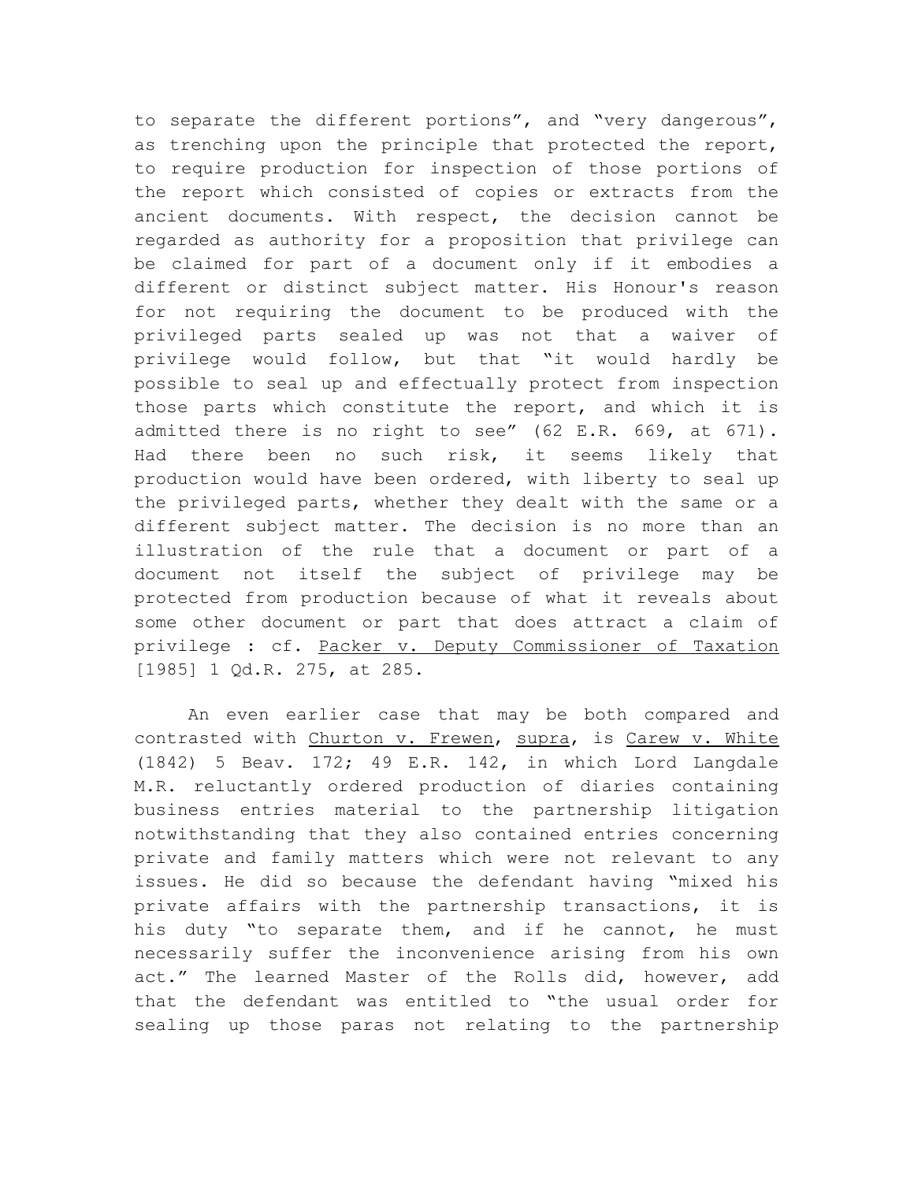to separate the different portions", and "very dangerous", as trenching upon the principle that protected the report, to require production for inspection of those portions of the report which consisted of copies or extracts from the ancient documents. With respect, the decision cannot be regarded as authority for a proposition that privilege can be claimed for part of a document only if it embodies a different or distinct subject matter. His Honour's reason for not requiring the document to be produced with the privileged parts sealed up was not that a waiver of privilege would follow, but that "it would hardly be possible to seal up and effectually protect from inspection those parts which constitute the report, and which it is admitted there is no right to see" (62 E.R. 669, at 671). Had there been no such risk, it seems likely that production would have been ordered, with liberty to seal up the privileged parts, whether they dealt with the same or a different subject matter. The decision is no more than an illustration of the rule that a document or part of a document not itself the subject of privilege may be protected from production because of what it reveals about some other document or part that does attract a claim of privilege : cf. Packer v. Deputy Commissioner of Taxation [1985] 1 Qd.R. 275, at 285.

An even earlier case that may be both compared and contrasted with Churton v. Frewen, supra, is Carew v. White (1842) 5 Beav. 172; 49 E.R. 142, in which Lord Langdale M.R. reluctantly ordered production of diaries containing business entries material to the partnership litigation notwithstanding that they also contained entries concerning private and family matters which were not relevant to any issues. He did so because the defendant having "mixed his private affairs with the partnership transactions, it is his duty "to separate them, and if he cannot, he must necessarily suffer the inconvenience arising from his own act." The learned Master of the Rolls did, however, add that the defendant was entitled to "the usual order for sealing up those paras not relating to the partnership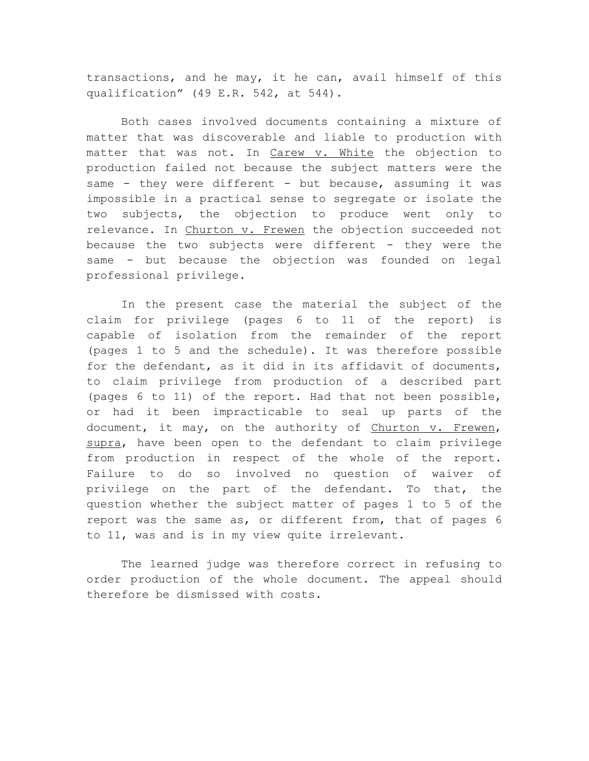transactions, and he may, it he can, avail himself of this qualification" (49 E.R. 542, at 544).

Both cases involved documents containing a mixture of matter that was discoverable and liable to production with matter that was not. In <u>Carew v. White</u> the objection to production failed not because the subject matters were the same - they were different - but because, assuming it was impossible in a practical sense to segregate or isolate the two subjects, the objection to produce went only to relevance. In <u>Churton v. Frewen</u> the objection succeeded not because the two subjects were different - they were the same - but because the objection was founded on legal professional privilege.

In the present case the material the subject of the claim for privilege (pages 6 to 11 of the report) is capable of isolation from the remainder of the report (pages 1 to 5 and the schedule). It was therefore possible for the defendant, as it did in its affidavit of documents, to claim privilege from production of a described part (pages 6 to 11) of the report. Had that not been possible, or had it been impracticable to seal up parts of the document, it may, on the authority of <u>Churton v. Frewen</u>, <u>supra</u>, have been open to the defendant to claim privilege from production in respect of the whole of the report. Failure to do so involved no question of waiver of privilege on the part of the defendant. To that, the question whether the subject matter of pages 1 to 5 of the report was the same as, or different from, that of pages 6 to 11, was and is in my view quite irrelevant.

The learned judge was therefore correct in refusing to order production of the whole document. The appeal should therefore be dismissed with costs.